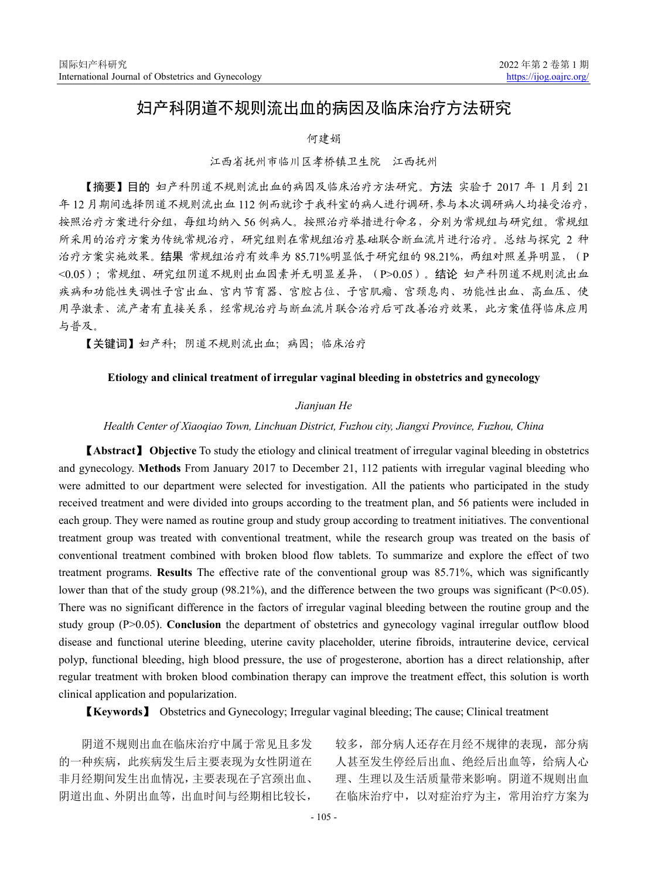# 妇产科阴道不规则流出血的病因及临床治疗方法研究

何建娟

江西省抚州市临川区孝桥镇卫生院　江西抚州

【摘要】**目的** 妇产科阴道不规则流出血的病因及临床治疗方法研究。**方法** 实验于 2017 年 1 月到 21 年 12 月期间选择阴道不规则流出血 112 例而就诊于我科室的病人进行调研,参与本次调研病人均接受治疗，按照治疗方案进行分组，每组均纳入 56 例病人。按照治疗举措进行命名，分别为常规组与研究组。常规组所采用的治疗方案为传统常规治疗，研究组则在常规组治疗基础联合断血流片进行治疗。总结与探究 2 种治疗方案实施效果。**结果** 常规组治疗有效率为 85.71%明显低于研究组的 98.21%，两组对照差异明显，（P<0.05）；常规组、研究组阴道不规则出血因素并无明显差异，（P>0.05）。**结论** 妇产科阴道不规则流出血疾病和功能性失调性子宫出血、宫内节育器、宫腔占位、子宫肌瘤、宫颈息肉、功能性出血、高血压、使用孕激素、流产者有直接关系，经常规治疗与断血流片联合治疗后可改善治疗效果，此方案值得临床应用与普及。

【关键词】妇产科；阴道不规则流出血；病因；临床治疗

## Etiology and clinical treatment of irregular vaginal bleeding in obstetrics and gynecology

*Jianjuan He*

*Health Center of Xiaoqiao Town, Linchuan District, Fuzhou city, Jiangxi Province, Fuzhou, China*

【**Abstract**】 **Objective** To study the etiology and clinical treatment of irregular vaginal bleeding in obstetrics and gynecology. **Methods** From January 2017 to December 21, 112 patients with irregular vaginal bleeding who were admitted to our department were selected for investigation. All the patients who participated in the study received treatment and were divided into groups according to the treatment plan, and 56 patients were included in each group. They were named as routine group and study group according to treatment initiatives. The conventional treatment group was treated with conventional treatment, while the research group was treated on the basis of conventional treatment combined with broken blood flow tablets. To summarize and explore the effect of two treatment programs. **Results** The effective rate of the conventional group was 85.71%, which was significantly lower than that of the study group (98.21%), and the difference between the two groups was significant (P<0.05). There was no significant difference in the factors of irregular vaginal bleeding between the routine group and the study group (P>0.05). **Conclusion** the department of obstetrics and gynecology vaginal irregular outflow blood disease and functional uterine bleeding, uterine cavity placeholder, uterine fibroids, intrauterine device, cervical polyp, functional bleeding, high blood pressure, the use of progesterone, abortion has a direct relationship, after regular treatment with broken blood combination therapy can improve the treatment effect, this solution is worth clinical application and popularization.

【**Keywords**】 Obstetrics and Gynecology; Irregular vaginal bleeding; The cause; Clinical treatment

阴道不规则出血在临床治疗中属于常见且多发的一种疾病，此疾病发生后主要表现为女性阴道在非月经期间发生出血情况，主要表现在子宫颈出血、阴道出血、外阴出血等，出血时间与经期相比较长，较多，部分病人还存在月经不规律的表现，部分病人甚至发生停经后出血、绝经后出血等，给病人心理、生理以及生活质量带来影响。阴道不规则出血在临床治疗中，以对症治疗为主，常用治疗方案为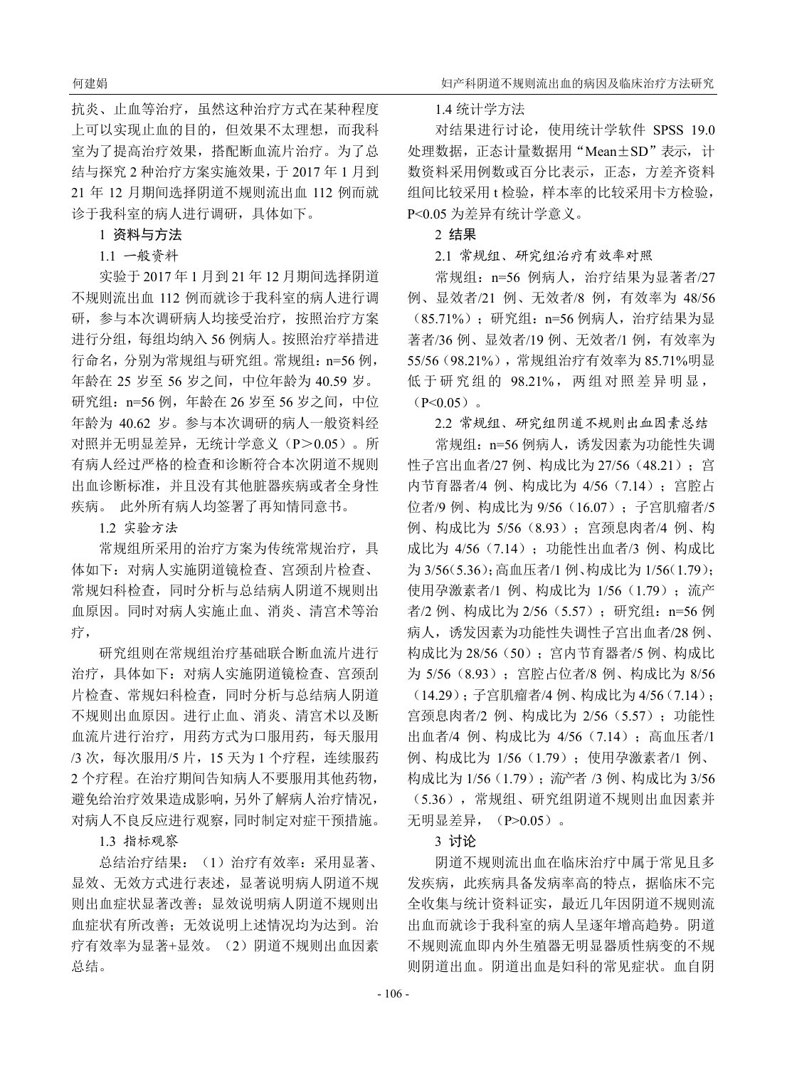抗炎、止血等治疗，虽然这种治疗方式在某种程度上可以实现止血的目的，但效果不太理想，而我科室为了提高治疗效果，搭配断血流片治疗。为了总结与探究 2 种治疗方案实施效果，于 2017 年 1 月到 21 年 12 月期间选择阴道不规则流出血 112 例而就诊于我科室的病人进行调研，具体如下。

## 1 资料与方法

### 1.1 一般资料

实验于 2017 年 1 月到 21 年 12 月期间选择阴道不规则流出血 112 例而就诊于我科室的病人进行调研，参与本次调研病人均接受治疗，按照治疗方案进行分组，每组均纳入 56 例病人。按照治疗举措进行命名，分别为常规组与研究组。常规组：n=56 例，年龄在 25 岁至 56 岁之间，中位年龄为 40.59 岁。研究组：n=56 例，年龄在 26 岁至 56 岁之间，中位年龄为 40.62 岁。参与本次调研的病人一般资料经对照并无明显差异，无统计学意义（P＞0.05）。所有病人经过严格的检查和诊断符合本次阴道不规则出血诊断标准，并且没有其他脏器疾病或者全身性疾病。 此外所有病人均签署了再知情同意书。

### 1.2 实验方法

常规组所采用的治疗方案为传统常规治疗，具体如下：对病人实施阴道镜检查、宫颈刮片检查、常规妇科检查，同时分析与总结病人阴道不规则出血原因。同时对病人实施止血、消炎、清宫术等治疗，

研究组则在常规组治疗基础联合断血流片进行治疗，具体如下：对病人实施阴道镜检查、宫颈刮片检查、常规妇科检查，同时分析与总结病人阴道不规则出血原因。进行止血、消炎、清宫术以及断血流片进行治疗，用药方式为口服用药，每天服用/3 次，每次服用/5 片，15 天为 1 个疗程，连续服药 2 个疗程。在治疗期间告知病人不要服用其他药物，避免给治疗效果造成影响，另外了解病人治疗情况，对病人不良反应进行观察，同时制定对症干预措施。

### 1.3 指标观察

总结治疗结果：（1）治疗有效率：采用显著、显效、无效方式进行表述，显著说明病人阴道不规则出血症状显著改善；显效说明病人阴道不规则出血症状有所改善；无效说明上述情况均为达到。治疗有效率为显著+显效。（2）阴道不规则出血因素总结。

### 1.4 统计学方法

对结果进行讨论，使用统计学软件 SPSS 19.0 处理数据，正态计量数据用“Mean±SD”表示，计数资料采用例数或百分比表示，正态，方差齐资料组间比较采用 t 检验，样本率的比较采用卡方检验，P<0.05 为差异有统计学意义。

## 2 结果

### 2.1 常规组、研究组治疗有效率对照

常规组：n=56 例病人，治疗结果为显著者/27 例、显效者/21 例、无效者/8 例，有效率为 48/56（85.71%）；研究组：n=56 例病人，治疗结果为显著者/36 例、显效者/19 例、无效者/1 例，有效率为 55/56（98.21%），常规组治疗有效率为 85.71%明显低于研究组的 98.21%，两组对照差异明显，（P<0.05）。

### 2.2 常规组、研究组阴道不规则出血因素总结

常规组：n=56 例病人，诱发因素为功能性失调性子宫出血者/27 例、构成比为 27/56（48.21）；宫内节育器者/4 例、构成比为 4/56（7.14）；宫腔占位者/9 例、构成比为 9/56（16.07）；子宫肌瘤者/5 例、构成比为 5/56（8.93）；宫颈息肉者/4 例、构成比为 4/56（7.14）；功能性出血者/3 例、构成比为 3/56(5.36)；高血压者/1 例、构成比为 1/56(1.79)；使用孕激素者/1 例、构成比为 1/56（1.79）；流产者/2 例、构成比为 2/56（5.57）；研究组：n=56 例病人，诱发因素为功能性失调性子宫出血者/28 例、构成比为 28/56（50）；宫内节育器者/5 例、构成比为 5/56（8.93）；宫腔占位者/8 例、构成比为 8/56（14.29）；子宫肌瘤者/4 例、构成比为 4/56（7.14）；宫颈息肉者/2 例、构成比为 2/56（5.57）；功能性出血者/4 例、构成比为 4/56（7.14）；高血压者/1 例、构成比为 1/56（1.79）；使用孕激素者/1 例、构成比为 1/56（1.79）；流产者 /3 例、构成比为 3/56（5.36），常规组、研究组阴道不规则出血因素并无明显差异，（P>0.05）。

## 3 讨论

阴道不规则流出血在临床治疗中属于常见且多发疾病，此疾病具备发病率高的特点，据临床不完全收集与统计资料证实，最近几年因阴道不规则流出血而就诊于我科室的病人呈逐年增高趋势。阴道不规则流血即内外生殖器无明显器质性病变的不规则阴道出血。阴道出血是妇科的常见症状。血自阴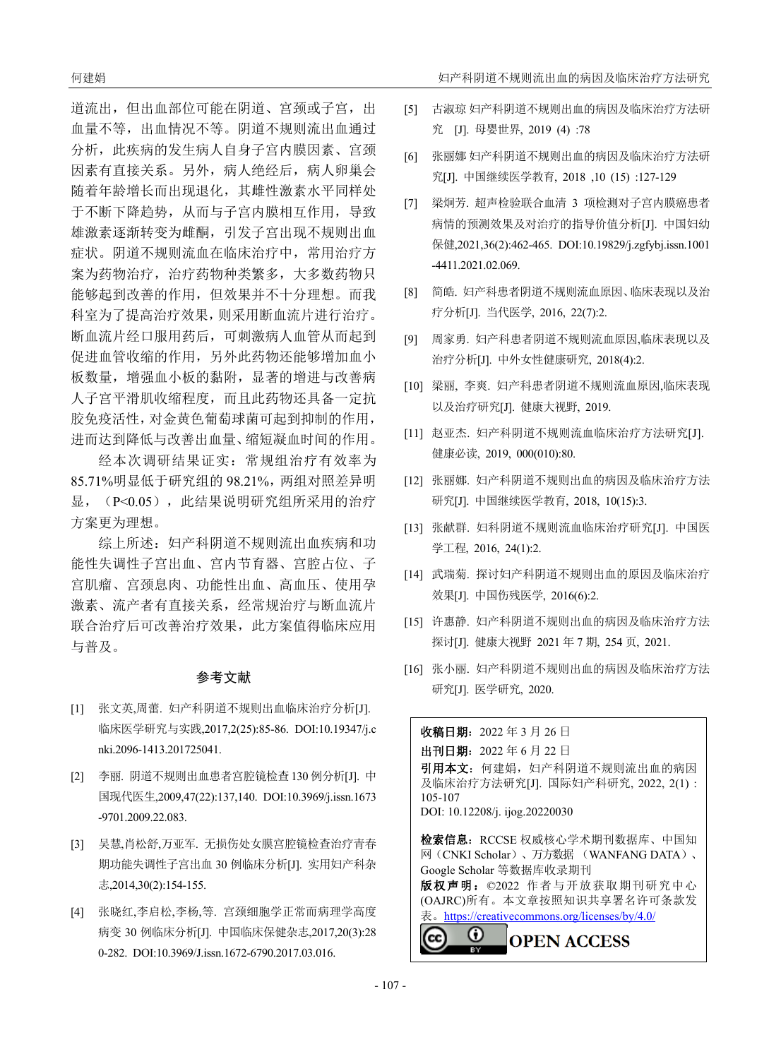道流出，但出血部位可能在阴道、宫颈或子宫，出血量不等，出血情况不等。阴道不规则流出血通过分析，此疾病的发生病人自身子宫内膜因素、宫颈因素有直接关系。另外，病人绝经后，病人卵巢会随着年龄增长而出现退化，其雌性激素水平同样处于不断下降趋势，从而与子宫内膜相互作用，导致雄激素逐渐转变为雌酮，引发子宫出现不规则出血症状。阴道不规则流血在临床治疗中，常用治疗方案为药物治疗，治疗药物种类繁多，大多数药物只能够起到改善的作用，但效果并不十分理想。而我科室为了提高治疗效果，则采用断血流片进行治疗。断血流片经口服用药后，可刺激病人血管从而起到促进血管收缩的作用，另外此药物还能够增加血小板数量，增强血小板的黏附，显著的增进与改善病人子宫平滑肌收缩程度，而且此药物还具备一定抗胶免疫活性，对金黄色葡萄球菌可起到抑制的作用，进而达到降低与改善出血量、缩短凝血时间的作用。

经本次调研结果证实：常规组治疗有效率为85.71%明显低于研究组的98.21%，两组对照差异明显，（$P<0.05$），此结果说明研究组所采用的治疗方案更为理想。

综上所述：妇产科阴道不规则流出血疾病和功能性失调性子宫出血、宫内节育器、宫腔占位、子宫肌瘤、宫颈息肉、功能性出血、高血压、使用孕激素、流产者有直接关系，经常规治疗与断血流片联合治疗后可改善治疗效果，此方案值得临床应用与普及。

## 参考文献

[1] 张文英,周蕾. 妇产科阴道不规则出血临床治疗分析[J]. 临床医学研究与实践,2017,2(25):85-86. DOI:10.19347/j.cnki.2096-1413.201725041.

[2] 李丽. 阴道不规则出血患者宫腔镜检查130例分析[J]. 中国现代医生,2009,47(22):137,140. DOI:10.3969/j.issn.1673-9701.2009.22.083.

[3] 吴慧,肖松舒,万亚军. 无损伤处女膜宫腔镜检查治疗青春期功能失调性子宫出血30例临床分析[J]. 实用妇产科杂志,2014,30(2):154-155.

[4] 张晓红,李启松,李杨,等. 宫颈细胞学正常而病理学高度病变30例临床分析[J]. 中国临床保健杂志,2017,20(3):280-282. DOI:10.3969/J.issn.1672-6790.2017.03.016.

[5] 古淑琼 妇产科阴道不规则出血的病因及临床治疗方法研究 [J]. 母婴世界, 2019 (4) :78

[6] 张丽娜 妇产科阴道不规则出血的病因及临床治疗方法研究[J]. 中国继续医学教育, 2018 ,10 (15) :127-129

[7] 梁炯芳. 超声检验联合血清 3 项检测对子宫内膜癌患者病情的预测效果及对治疗的指导价值分析[J]. 中国妇幼保健,2021,36(2):462-465. DOI:10.19829/j.zgfybj.issn.1001-4411.2021.02.069.

[8] 简皓. 妇产科患者阴道不规则流血原因、临床表现以及治疗分析[J]. 当代医学, 2016, 22(7):2.

[9] 周家勇. 妇产科患者阴道不规则流血原因,临床表现以及治疗分析[J]. 中外女性健康研究, 2018(4):2.

[10] 梁丽，李爽. 妇产科患者阴道不规则流血原因,临床表现以及治疗研究[J]. 健康大视野, 2019.

[11] 赵亚杰. 妇产科阴道不规则流血临床治疗方法研究[J]. 健康必读, 2019, 000(010):80.

[12] 张丽娜. 妇产科阴道不规则出血的病因及临床治疗方法研究[J]. 中国继续医学教育, 2018, 10(15):3.

[13] 张献群. 妇科阴道不规则流血临床治疗研究[J]. 中国医学工程, 2016, 24(1):2.

[14] 武瑞菊. 探讨妇产科阴道不规则出血的原因及临床治疗效果[J]. 中国伤残医学, 2016(6):2.

[15] 许惠静. 妇产科阴道不规则出血的病因及临床治疗方法探讨[J]. 健康大视野 2021 年 7 期, 254 页, 2021.

[16] 张小丽. 妇产科阴道不规则出血的病因及临床治疗方法研究[J]. 医学研究, 2020.

**收稿日期：** 2022 年 3 月 26 日
**出刊日期：** 2022 年 6 月 22 日
**引用本文：** 何建娟，妇产科阴道不规则流出血的病因及临床治疗方法研究[J]. 国际妇产科研究, 2022, 2(1) : 105-107
DOI: 10.12208/j. ijog.20220030

**检索信息：** RCCSE 权威核心学术期刊数据库、中国知网（CNKI Scholar）、万方数据 （WANFANG DATA）、Google Scholar 等数据库收录期刊
**版权声明：** ©2022 作者与开放获取期刊研究中心(OAJRC)所有。本文章按照知识共享署名许可条款发表。https://creativecommons.org/licenses/by/4.0/

OPEN ACCESS